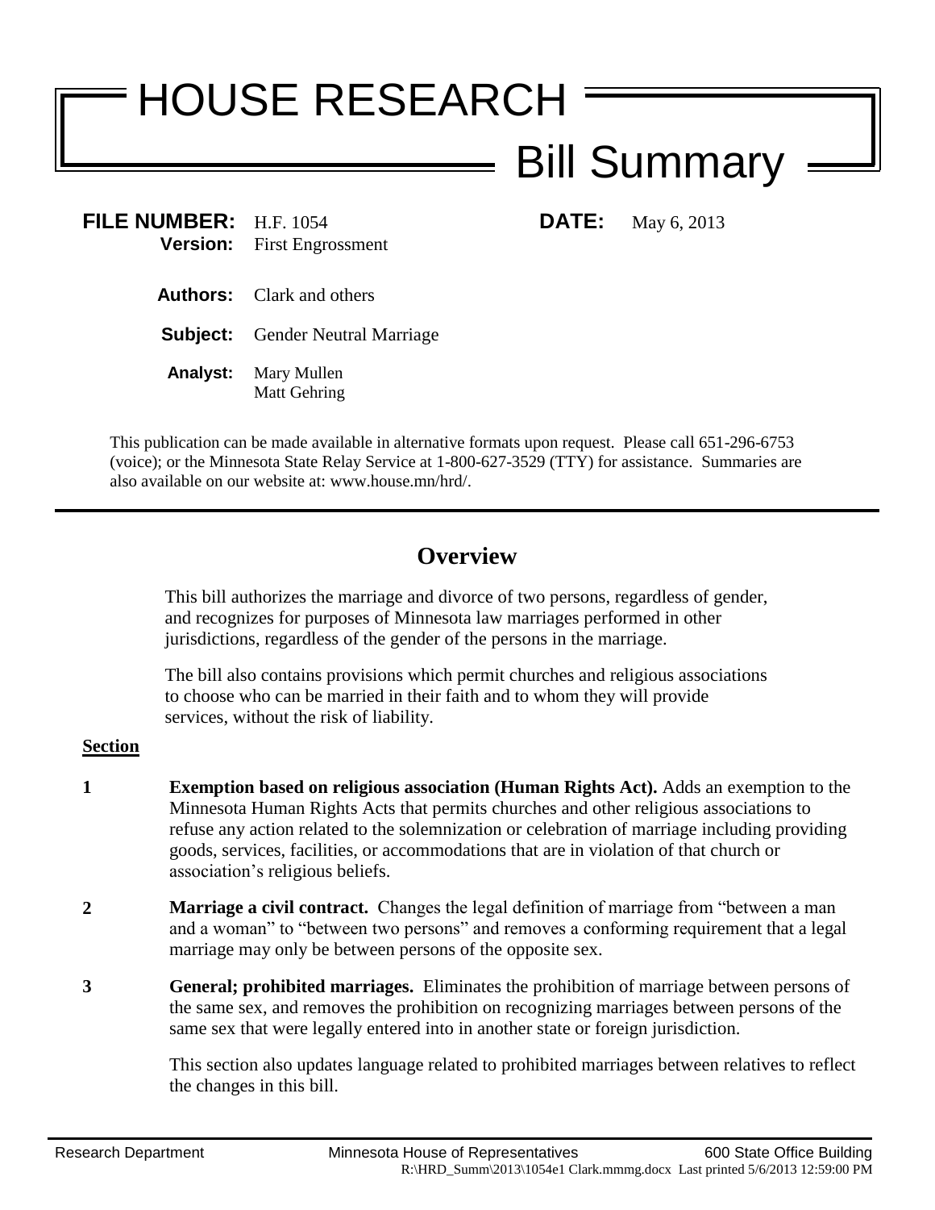# HOUSE RESEARCH

## Bill Summary

**FILE NUMBER:** H.F. 1054 **DATE:** May 6, 2013
**Version:** First Engrossment

**Authors:** Clark and others

**Subject:** Gender Neutral Marriage

**Analyst:** Mary Mullen
Matt Gehring

This publication can be made available in alternative formats upon request. Please call 651-296-6753 (voice); or the Minnesota State Relay Service at 1-800-627-3529 (TTY) for assistance. Summaries are also available on our website at: www.house.mn/hrd/.

## Overview

This bill authorizes the marriage and divorce of two persons, regardless of gender, and recognizes for purposes of Minnesota law marriages performed in other jurisdictions, regardless of the gender of the persons in the marriage.

The bill also contains provisions which permit churches and religious associations to choose who can be married in their faith and to whom they will provide services, without the risk of liability.

**Section**

**1** **Exemption based on religious association (Human Rights Act).** Adds an exemption to the Minnesota Human Rights Acts that permits churches and other religious associations to refuse any action related to the solemnization or celebration of marriage including providing goods, services, facilities, or accommodations that are in violation of that church or association's religious beliefs.

**2** **Marriage a civil contract.** Changes the legal definition of marriage from "between a man and a woman" to "between two persons" and removes a conforming requirement that a legal marriage may only be between persons of the opposite sex.

**3** **General; prohibited marriages.** Eliminates the prohibition of marriage between persons of the same sex, and removes the prohibition on recognizing marriages between persons of the same sex that were legally entered into in another state or foreign jurisdiction.

This section also updates language related to prohibited marriages between relatives to reflect the changes in this bill.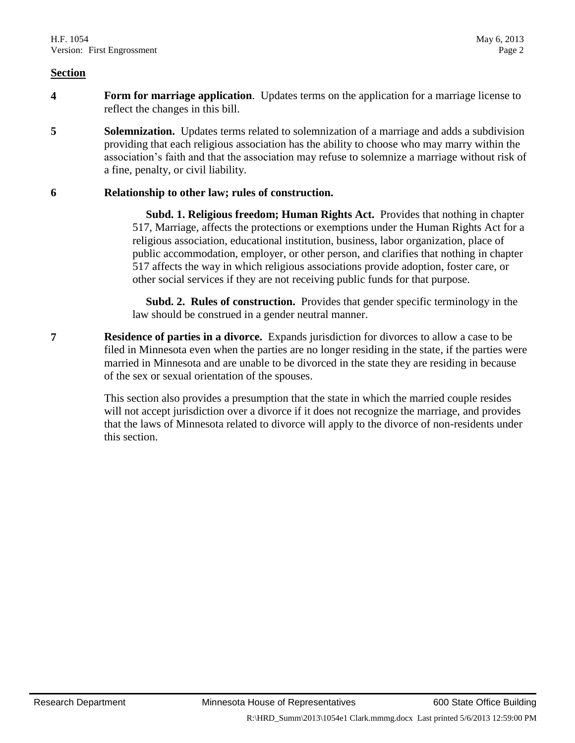**Section**

**4** **Form for marriage application**. Updates terms on the application for a marriage license to reflect the changes in this bill.

**5** **Solemnization.** Updates terms related to solemnization of a marriage and adds a subdivision providing that each religious association has the ability to choose who may marry within the association's faith and that the association may refuse to solemnize a marriage without risk of a fine, penalty, or civil liability.

**6** **Relationship to other law; rules of construction.**

**Subd. 1. Religious freedom; Human Rights Act.** Provides that nothing in chapter 517, Marriage, affects the protections or exemptions under the Human Rights Act for a religious association, educational institution, business, labor organization, place of public accommodation, employer, or other person, and clarifies that nothing in chapter 517 affects the way in which religious associations provide adoption, foster care, or other social services if they are not receiving public funds for that purpose.

**Subd. 2. Rules of construction.** Provides that gender specific terminology in the law should be construed in a gender neutral manner.

**7** **Residence of parties in a divorce.** Expands jurisdiction for divorces to allow a case to be filed in Minnesota even when the parties are no longer residing in the state, if the parties were married in Minnesota and are unable to be divorced in the state they are residing in because of the sex or sexual orientation of the spouses.

This section also provides a presumption that the state in which the married couple resides will not accept jurisdiction over a divorce if it does not recognize the marriage, and provides that the laws of Minnesota related to divorce will apply to the divorce of non-residents under this section.